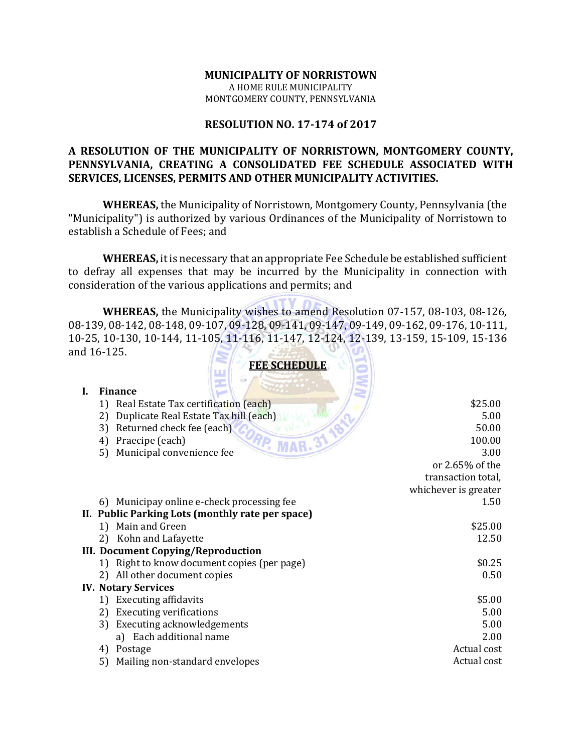**MUNICIPALITY OF NORRISTOWN**
A HOME RULE MUNICIPALITY
MONTGOMERY COUNTY, PENNSYLVANIA

**RESOLUTION NO. 17-174 of 2017**

**A RESOLUTION OF THE MUNICIPALITY OF NORRISTOWN, MONTGOMERY COUNTY, PENNSYLVANIA, CREATING A CONSOLIDATED FEE SCHEDULE ASSOCIATED WITH SERVICES, LICENSES, PERMITS AND OTHER MUNICIPALITY ACTIVITIES.**

**WHEREAS,** the Municipality of Norristown, Montgomery County, Pennsylvania (the "Municipality") is authorized by various Ordinances of the Municipality of Norristown to establish a Schedule of Fees; and

**WHEREAS,** it is necessary that an appropriate Fee Schedule be established sufficient to defray all expenses that may be incurred by the Municipality in connection with consideration of the various applications and permits; and

**WHEREAS,** the Municipality wishes to amend Resolution 07-157, 08-103, 08-126, 08-139, 08-142, 08-148, 09-107, 09-128, 09-141, 09-147, 09-149, 09-162, 09-176, 10-111, 10-25, 10-130, 10-144, 11-105, 11-116, 11-147, 12-124, 12-139, 13-159, 15-109, 15-136 and 16-125.

**FEE SCHEDULE**

| | |
|---|---|
| **I. Finance** | |
| 1) Real Estate Tax certification (each) | $25.00 |
| 2) Duplicate Real Estate Tax bill (each) | 5.00 |
| 3) Returned check fee (each) | 50.00 |
| 4) Praecipe (each) | 100.00 |
| 5) Municipal convenience fee | 3.00 or 2.65% of the transaction total, whichever is greater |
| 6) Municipay online e-check processing fee | 1.50 |
| **II. Public Parking Lots (monthly rate per space)** | |
| 1) Main and Green | $25.00 |
| 2) Kohn and Lafayette | 12.50 |
| **III. Document Copying/Reproduction** | |
| 1) Right to know document copies (per page) | $0.25 |
| 2) All other document copies | 0.50 |
| **IV. Notary Services** | |
| 1) Executing affidavits | $5.00 |
| 2) Executing verifications | 5.00 |
| 3) Executing acknowledgements | 5.00 |
| a) Each additional name | 2.00 |
| 4) Postage | Actual cost |
| 5) Mailing non-standard envelopes | Actual cost |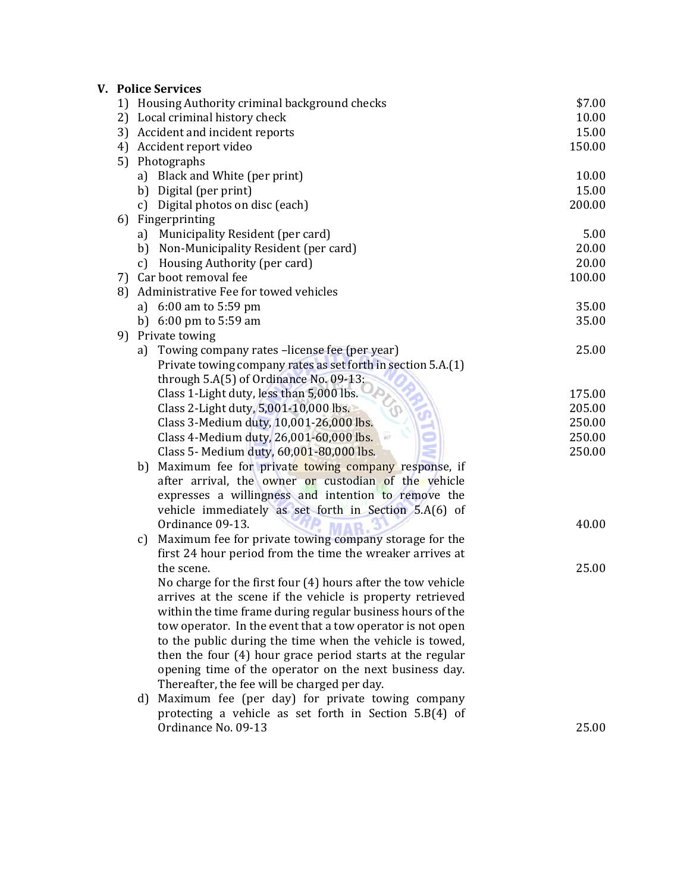## V. Police Services

| | | |
|---|---|---|
| 1) | Housing Authority criminal background checks | $7.00 |
| 2) | Local criminal history check | 10.00 |
| 3) | Accident and incident reports | 15.00 |
| 4) | Accident report video | 150.00 |
| 5) | Photographs | |
| | a) Black and White (per print) | 10.00 |
| | b) Digital (per print) | 15.00 |
| | c) Digital photos on disc (each) | 200.00 |
| 6) | Fingerprinting | |
| | a) Municipality Resident (per card) | 5.00 |
| | b) Non-Municipality Resident (per card) | 20.00 |
| | c) Housing Authority (per card) | 20.00 |
| 7) | Car boot removal fee | 100.00 |
| 8) | Administrative Fee for towed vehicles | |
| | a) 6:00 am to 5:59 pm | 35.00 |
| | b) 6:00 pm to 5:59 am | 35.00 |
| 9) | Private towing | |
| | a) Towing company rates –license fee (per year) | 25.00 |
| | Private towing company rates as set forth in section 5.A.(1) through 5.A(5) of Ordinance No. 09-13: | |
| | Class 1-Light duty, less than 5,000 lbs. | 175.00 |
| | Class 2-Light duty, 5,001-10,000 lbs. | 205.00 |
| | Class 3-Medium duty, 10,001-26,000 lbs. | 250.00 |
| | Class 4-Medium duty, 26,001-60,000 lbs. | 250.00 |
| | Class 5- Medium duty, 60,001-80,000 lbs. | 250.00 |
| | b) Maximum fee for private towing company response, if after arrival, the owner or custodian of the vehicle expresses a willingness and intention to remove the vehicle immediately as set forth in Section 5.A(6) of Ordinance 09-13. | 40.00 |
| | c) Maximum fee for private towing company storage for the first 24 hour period from the time the wreaker arrives at the scene. | 25.00 |
| | No charge for the first four (4) hours after the tow vehicle arrives at the scene if the vehicle is property retrieved within the time frame during regular business hours of the tow operator. In the event that a tow operator is not open to the public during the time when the vehicle is towed, then the four (4) hour grace period starts at the regular opening time of the operator on the next business day. Thereafter, the fee will be charged per day. | |
| | d) Maximum fee (per day) for private towing company protecting a vehicle as set forth in Section 5.B(4) of Ordinance No. 09-13 | 25.00 |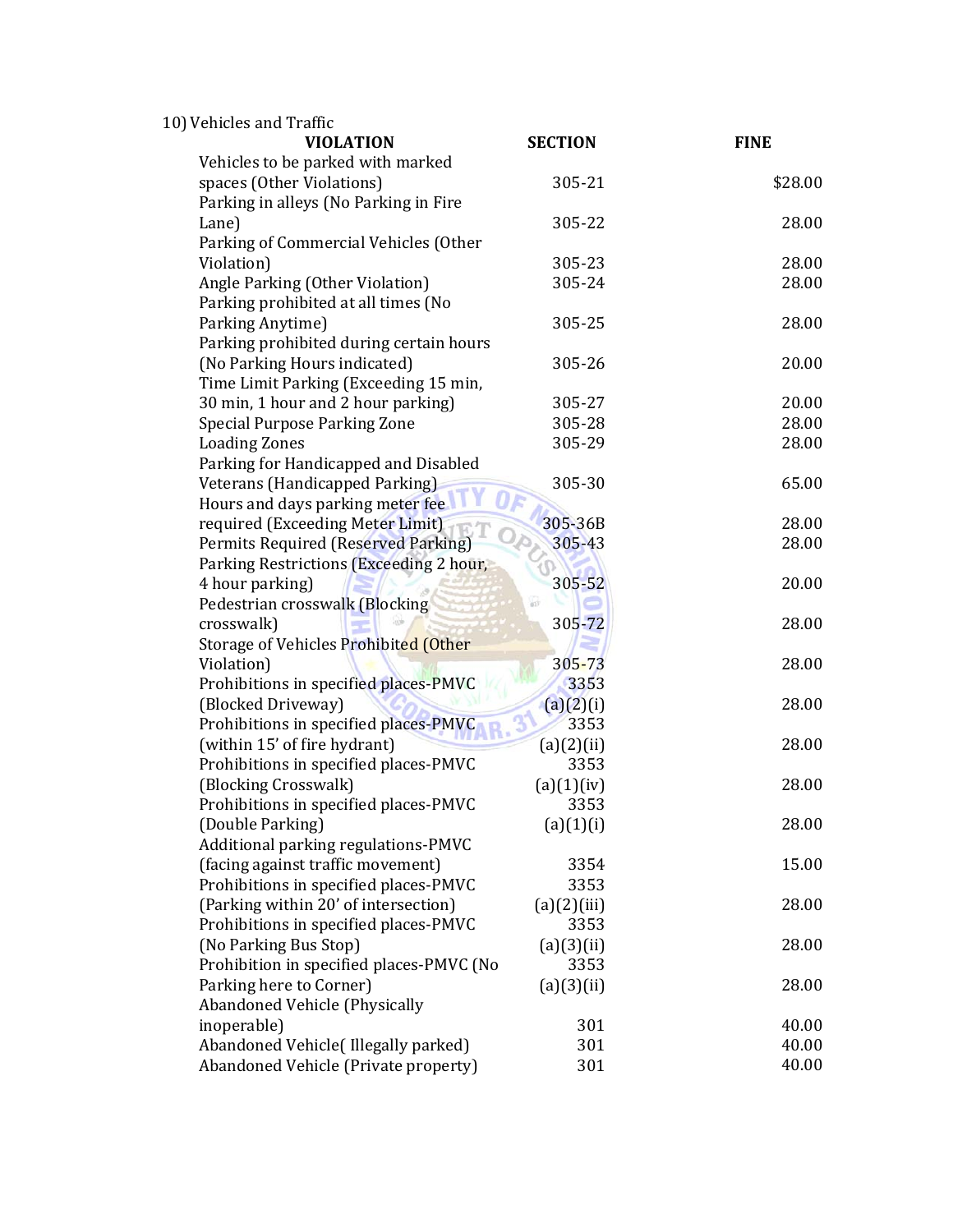10) Vehicles and Traffic

| VIOLATION | SECTION | FINE |
|---|---|---|
| Vehicles to be parked with marked spaces (Other Violations) | 305-21 | $28.00 |
| Parking in alleys (No Parking in Fire Lane) | 305-22 | 28.00 |
| Parking of Commercial Vehicles (Other Violation) | 305-23 | 28.00 |
| Angle Parking (Other Violation) | 305-24 | 28.00 |
| Parking prohibited at all times (No Parking Anytime) | 305-25 | 28.00 |
| Parking prohibited during certain hours (No Parking Hours indicated) | 305-26 | 20.00 |
| Time Limit Parking (Exceeding 15 min, 30 min, 1 hour and 2 hour parking) | 305-27 | 20.00 |
| Special Purpose Parking Zone | 305-28 | 28.00 |
| Loading Zones | 305-29 | 28.00 |
| Parking for Handicapped and Disabled Veterans (Handicapped Parking) | 305-30 | 65.00 |
| Hours and days parking meter fee required (Exceeding Meter Limit) | 305-36B | 28.00 |
| Permits Required (Reserved Parking) | 305-43 | 28.00 |
| Parking Restrictions (Exceeding 2 hour, 4 hour parking) | 305-52 | 20.00 |
| Pedestrian crosswalk (Blocking crosswalk) | 305-72 | 28.00 |
| Storage of Vehicles Prohibited (Other Violation) | 305-73 | 28.00 |
| Prohibitions in specified places-PMVC (Blocked Driveway) | 3353 (a)(2)(i) | 28.00 |
| Prohibitions in specified places-PMVC (within 15' of fire hydrant) | 3353 (a)(2)(ii) | 28.00 |
| Prohibitions in specified places-PMVC (Blocking Crosswalk) | 3353 (a)(1)(iv) | 28.00 |
| Prohibitions in specified places-PMVC (Double Parking) | 3353 (a)(1)(i) | 28.00 |
| Additional parking regulations-PMVC (facing against traffic movement) | 3354 | 15.00 |
| Prohibitions in specified places-PMVC (Parking within 20' of intersection) | 3353 (a)(2)(iii) | 28.00 |
| Prohibitions in specified places-PMVC (No Parking Bus Stop) | 3353 (a)(3)(ii) | 28.00 |
| Prohibition in specified places-PMVC (No Parking here to Corner) | 3353 (a)(3)(ii) | 28.00 |
| Abandoned Vehicle (Physically inoperable) | 301 | 40.00 |
| Abandoned Vehicle( Illegally parked) | 301 | 40.00 |
| Abandoned Vehicle (Private property) | 301 | 40.00 |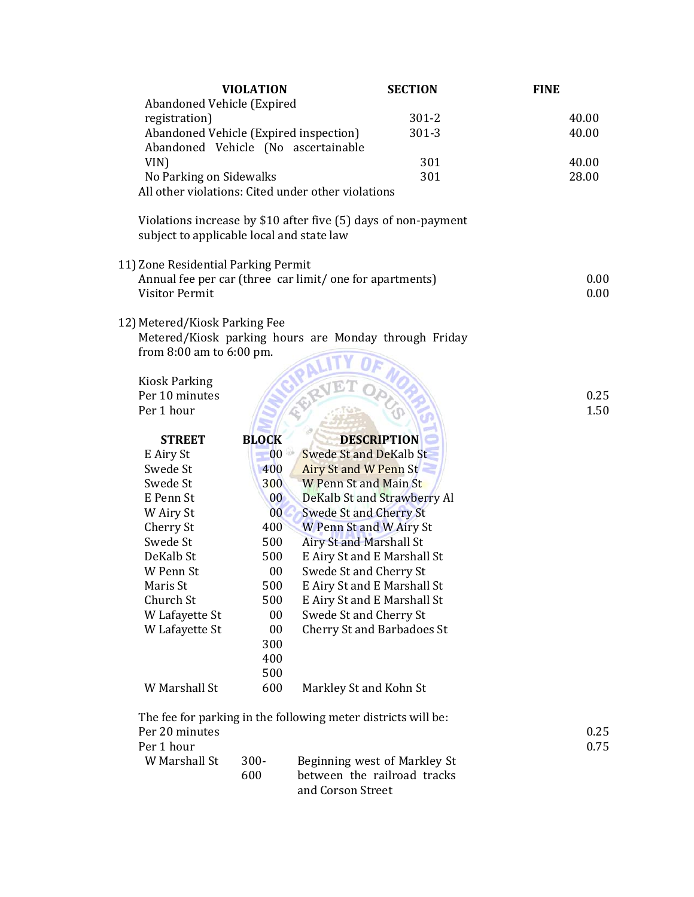| VIOLATION | SECTION | FINE |
| --- | --- | --- |
| Abandoned Vehicle (Expired registration) | 301-2 | 40.00 |
| Abandoned Vehicle (Expired inspection) | 301-3 | 40.00 |
| Abandoned Vehicle (No ascertainable VIN) | 301 | 40.00 |
| No Parking on Sidewalks | 301 | 28.00 |

All other violations: Cited under other violations

Violations increase by $10 after five (5) days of non-payment subject to applicable local and state law

11) Zone Residential Parking Permit

| | |
| --- | --- |
| Annual fee per car (three car limit/ one for apartments) | 0.00 |
| Visitor Permit | 0.00 |

12) Metered/Kiosk Parking Fee

Metered/Kiosk parking hours are Monday through Friday from 8:00 am to 6:00 pm.

| Kiosk Parking | |
| --- | --- |
| Per 10 minutes | 0.25 |
| Per 1 hour | 1.50 |

| STREET | BLOCK | DESCRIPTION |
| --- | --- | --- |
| E Airy St | 00 | Swede St and DeKalb St |
| Swede St | 400 | Airy St and W Penn St |
| Swede St | 300 | W Penn St and Main St |
| E Penn St | 00 | DeKalb St and Strawberry Al |
| W Airy St | 00 | Swede St and Cherry St |
| Cherry St | 400 | W Penn St and W Airy St |
| Swede St | 500 | Airy St and Marshall St |
| DeKalb St | 500 | E Airy St and E Marshall St |
| W Penn St | 00 | Swede St and Cherry St |
| Maris St | 500 | E Airy St and E Marshall St |
| Church St | 500 | E Airy St and E Marshall St |
| W Lafayette St | 00 | Swede St and Cherry St |
| W Lafayette St | 00 | Cherry St and Barbadoes St |
| | 300 | |
| | 400 | |
| | 500 | |
| W Marshall St | 600 | Markley St and Kohn St |

The fee for parking in the following meter districts will be:

| | |
| --- | --- |
| Per 20 minutes | 0.25 |
| Per 1 hour | 0.75 |

| STREET | BLOCK | DESCRIPTION |
| --- | --- | --- |
| W Marshall St | 300-600 | Beginning west of Markley St between the railroad tracks and Corson Street |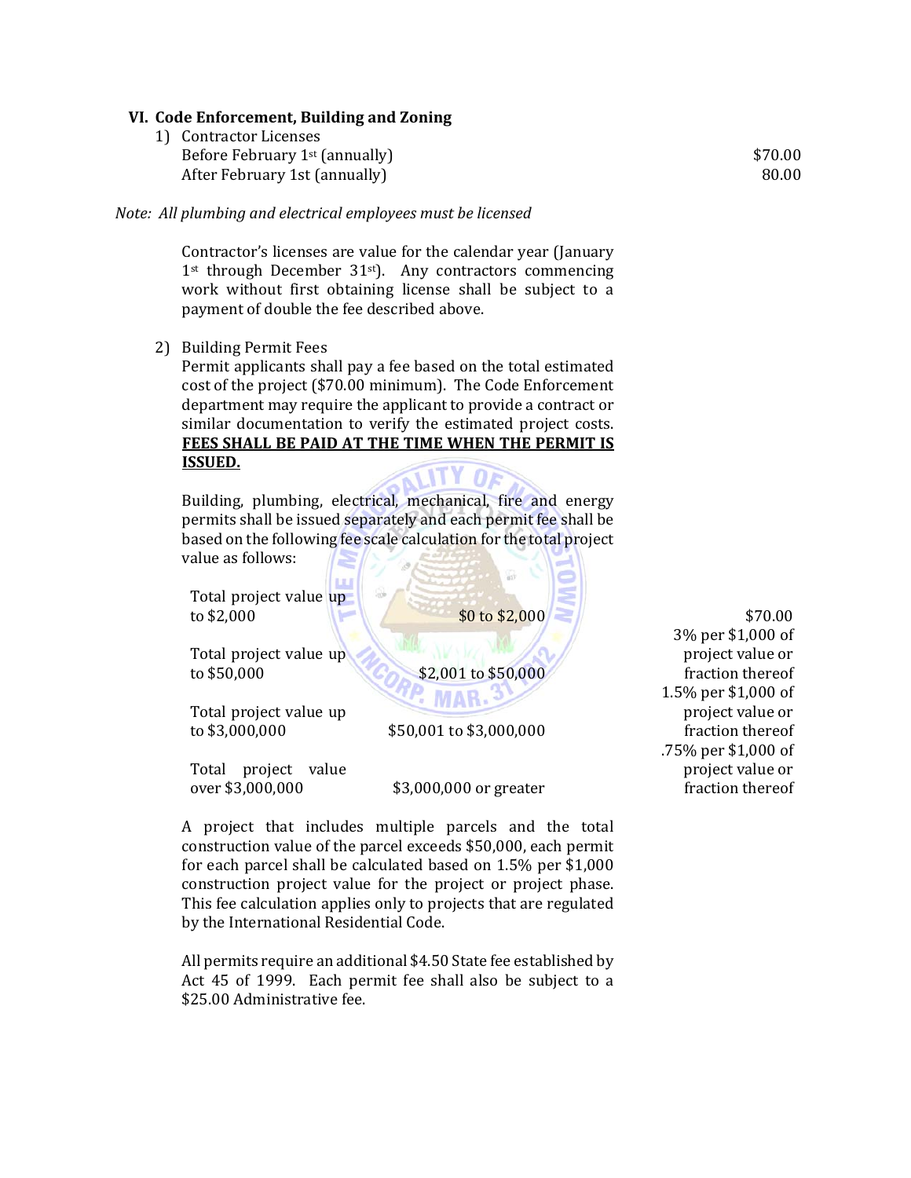## VI. Code Enforcement, Building and Zoning

1) Contractor Licenses

| | |
|---|---|
| Before February 1st (annually) | $70.00 |
| After February 1st (annually) | 80.00 |

*Note: All plumbing and electrical employees must be licensed*

Contractor's licenses are value for the calendar year (January 1st through December 31st). Any contractors commencing work without first obtaining license shall be subject to a payment of double the fee described above.

2) Building Permit Fees

Permit applicants shall pay a fee based on the total estimated cost of the project ($70.00 minimum). The Code Enforcement department may require the applicant to provide a contract or similar documentation to verify the estimated project costs. **FEES SHALL BE PAID AT THE TIME WHEN THE PERMIT IS ISSUED.**

Building, plumbing, electrical, mechanical, fire and energy permits shall be issued separately and each permit fee shall be based on the following fee scale calculation for the total project value as follows:

| | | |
|---|---|---|
| Total project value up to $2,000 | $0 to $2,000 | $70.00 |
| Total project value up to $50,000 | $2,001 to $50,000 | 3% per $1,000 of project value or fraction thereof |
| Total project value up to $3,000,000 | $50,001 to $3,000,000 | 1.5% per $1,000 of project value or fraction thereof |
| Total project value over $3,000,000 | $3,000,000 or greater | .75% per $1,000 of project value or fraction thereof |

A project that includes multiple parcels and the total construction value of the parcel exceeds $50,000, each permit for each parcel shall be calculated based on 1.5% per $1,000 construction project value for the project or project phase. This fee calculation applies only to projects that are regulated by the International Residential Code.

All permits require an additional $4.50 State fee established by Act 45 of 1999. Each permit fee shall also be subject to a $25.00 Administrative fee.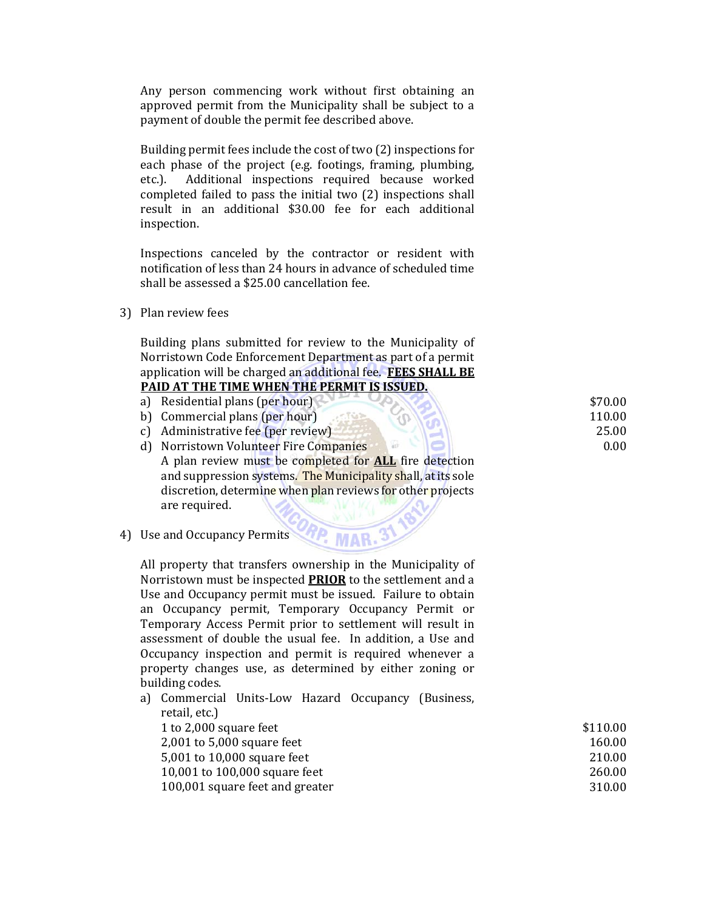Any person commencing work without first obtaining an approved permit from the Municipality shall be subject to a payment of double the permit fee described above.

Building permit fees include the cost of two (2) inspections for each phase of the project (e.g. footings, framing, plumbing, etc.). Additional inspections required because worked completed failed to pass the initial two (2) inspections shall result in an additional $30.00 fee for each additional inspection.

Inspections canceled by the contractor or resident with notification of less than 24 hours in advance of scheduled time shall be assessed a $25.00 cancellation fee.

3) Plan review fees

Building plans submitted for review to the Municipality of Norristown Code Enforcement Department as part of a permit application will be charged an additional fee. <u>**FEES SHALL BE PAID AT THE TIME WHEN THE PERMIT IS ISSUED.**</u>

| | |
|---|---|
| a) Residential plans (per hour) | $70.00 |
| b) Commercial plans (per hour) | 110.00 |
| c) Administrative fee (per review) | 25.00 |
| d) Norristown Volunteer Fire Companies | 0.00 |

A plan review must be completed for <u>**ALL**</u> fire detection and suppression systems. The Municipality shall, at its sole discretion, determine when plan reviews for other projects are required.

4) Use and Occupancy Permits

All property that transfers ownership in the Municipality of Norristown must be inspected <u>**PRIOR**</u> to the settlement and a Use and Occupancy permit must be issued. Failure to obtain an Occupancy permit, Temporary Occupancy Permit or Temporary Access Permit prior to settlement will result in assessment of double the usual fee. In addition, a Use and Occupancy inspection and permit is required whenever a property changes use, as determined by either zoning or building codes.

a) Commercial Units-Low Hazard Occupancy (Business, retail, etc.)

| | |
|---|---|
| 1 to 2,000 square feet | $110.00 |
| 2,001 to 5,000 square feet | 160.00 |
| 5,001 to 10,000 square feet | 210.00 |
| 10,001 to 100,000 square feet | 260.00 |
| 100,001 square feet and greater | 310.00 |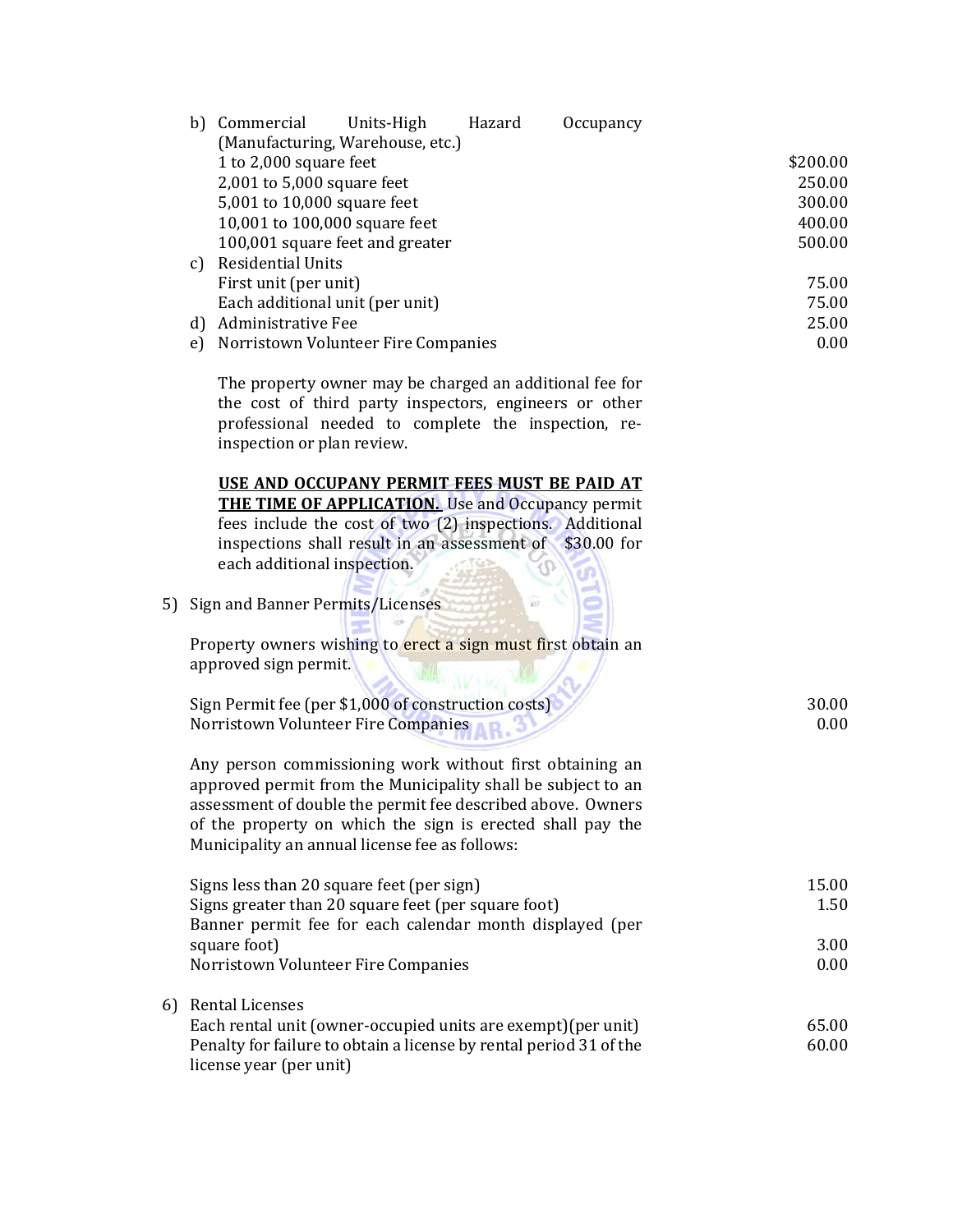b) Commercial Units-High Hazard Occupancy (Manufacturing, Warehouse, etc.)

| | |
|---|---|
| 1 to 2,000 square feet | $200.00 |
| 2,001 to 5,000 square feet | 250.00 |
| 5,001 to 10,000 square feet | 300.00 |
| 10,001 to 100,000 square feet | 400.00 |
| 100,001 square feet and greater | 500.00 |

c) Residential Units

| | |
|---|---|
| First unit (per unit) | 75.00 |
| Each additional unit (per unit) | 75.00 |

| | |
|---|---|
| d) Administrative Fee | 25.00 |
| e) Norristown Volunteer Fire Companies | 0.00 |

The property owner may be charged an additional fee for the cost of third party inspectors, engineers or other professional needed to complete the inspection, re-inspection or plan review.

**USE AND OCCUPANY PERMIT FEES MUST BE PAID AT THE TIME OF APPLICATION.** Use and Occupancy permit fees include the cost of two (2) inspections. Additional inspections shall result in an assessment of $30.00 for each additional inspection.

5) Sign and Banner Permits/Licenses

Property owners wishing to erect a sign must first obtain an approved sign permit.

| | |
|---|---|
| Sign Permit fee (per $1,000 of construction costs) | 30.00 |
| Norristown Volunteer Fire Companies | 0.00 |

Any person commissioning work without first obtaining an approved permit from the Municipality shall be subject to an assessment of double the permit fee described above. Owners of the property on which the sign is erected shall pay the Municipality an annual license fee as follows:

| | |
|---|---|
| Signs less than 20 square feet (per sign) | 15.00 |
| Signs greater than 20 square feet (per square foot) | 1.50 |
| Banner permit fee for each calendar month displayed (per square foot) | 3.00 |
| Norristown Volunteer Fire Companies | 0.00 |

6) Rental Licenses

| | |
|---|---|
| Each rental unit (owner-occupied units are exempt)(per unit) | 65.00 |
| Penalty for failure to obtain a license by rental period 31 of the license year (per unit) | 60.00 |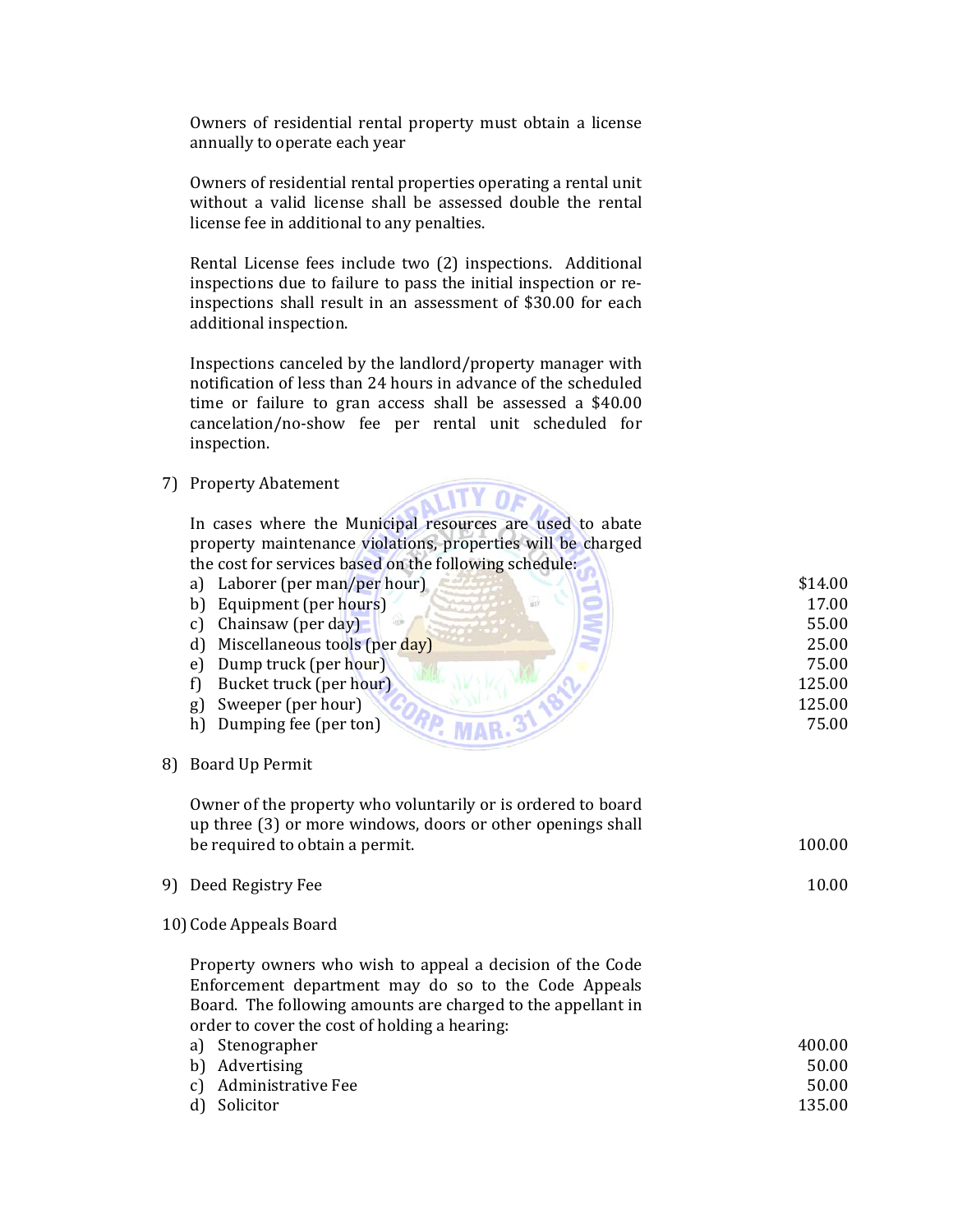Owners of residential rental property must obtain a license annually to operate each year

Owners of residential rental properties operating a rental unit without a valid license shall be assessed double the rental license fee in additional to any penalties.

Rental License fees include two (2) inspections. Additional inspections due to failure to pass the initial inspection or re-inspections shall result in an assessment of $30.00 for each additional inspection.

Inspections canceled by the landlord/property manager with notification of less than 24 hours in advance of the scheduled time or failure to gran access shall be assessed a $40.00 cancelation/no-show fee per rental unit scheduled for inspection.

7) Property Abatement

In cases where the Municipal resources are used to abate property maintenance violations, properties will be charged the cost for services based on the following schedule:

| | |
|---|---|
| a) Laborer (per man/per hour) | $14.00 |
| b) Equipment (per hours) | 17.00 |
| c) Chainsaw (per day) | 55.00 |
| d) Miscellaneous tools (per day) | 25.00 |
| e) Dump truck (per hour) | 75.00 |
| f) Bucket truck (per hour) | 125.00 |
| g) Sweeper (per hour) | 125.00 |
| h) Dumping fee (per ton) | 75.00 |

8) Board Up Permit

Owner of the property who voluntarily or is ordered to board up three (3) or more windows, doors or other openings shall be required to obtain a permit. 100.00

9) Deed Registry Fee 10.00

10) Code Appeals Board

Property owners who wish to appeal a decision of the Code Enforcement department may do so to the Code Appeals Board. The following amounts are charged to the appellant in order to cover the cost of holding a hearing:

| | |
|---|---|
| a) Stenographer | 400.00 |
| b) Advertising | 50.00 |
| c) Administrative Fee | 50.00 |
| d) Solicitor | 135.00 |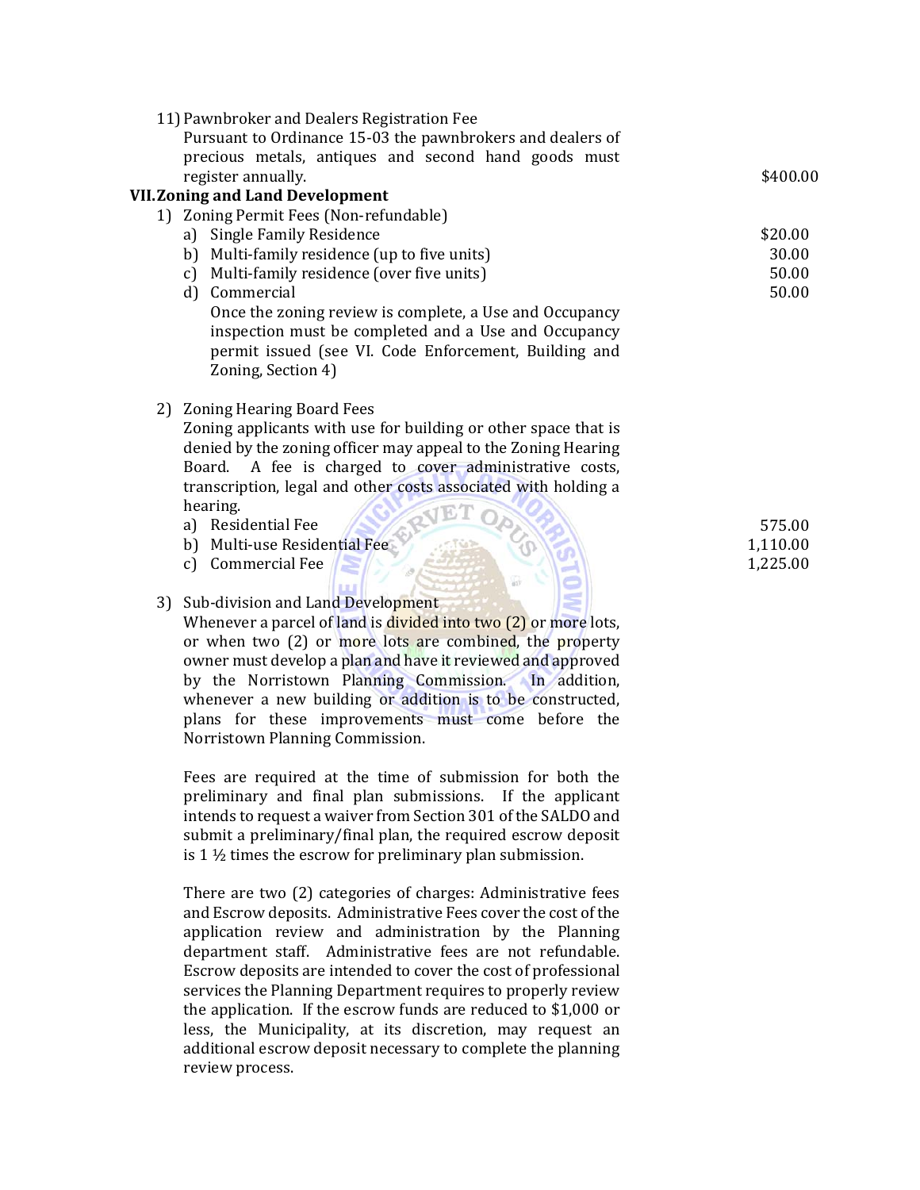11) Pawnbroker and Dealers Registration Fee
Pursuant to Ordinance 15-03 the pawnbrokers and dealers of precious metals, antiques and second hand goods must register annually. $400.00

**VII. Zoning and Land Development**

1) Zoning Permit Fees (Non-refundable)

| | |
|---|---|
| a) Single Family Residence | $20.00 |
| b) Multi-family residence (up to five units) | 30.00 |
| c) Multi-family residence (over five units) | 50.00 |
| d) Commercial | 50.00 |

Once the zoning review is complete, a Use and Occupancy inspection must be completed and a Use and Occupancy permit issued (see VI. Code Enforcement, Building and Zoning, Section 4)

2) Zoning Hearing Board Fees
Zoning applicants with use for building or other space that is denied by the zoning officer may appeal to the Zoning Hearing Board. A fee is charged to cover administrative costs, transcription, legal and other costs associated with holding a hearing.

| | |
|---|---|
| a) Residential Fee | 575.00 |
| b) Multi-use Residential Fee | 1,110.00 |
| c) Commercial Fee | 1,225.00 |

3) Sub-division and Land Development
Whenever a parcel of land is divided into two (2) or more lots, or when two (2) or more lots are combined, the property owner must develop a plan and have it reviewed and approved by the Norristown Planning Commission. In addition, whenever a new building or addition is to be constructed, plans for these improvements must come before the Norristown Planning Commission.

Fees are required at the time of submission for both the preliminary and final plan submissions. If the applicant intends to request a waiver from Section 301 of the SALDO and submit a preliminary/final plan, the required escrow deposit is 1 ½ times the escrow for preliminary plan submission.

There are two (2) categories of charges: Administrative fees and Escrow deposits. Administrative Fees cover the cost of the application review and administration by the Planning department staff. Administrative fees are not refundable. Escrow deposits are intended to cover the cost of professional services the Planning Department requires to properly review the application. If the escrow funds are reduced to $1,000 or less, the Municipality, at its discretion, may request an additional escrow deposit necessary to complete the planning review process.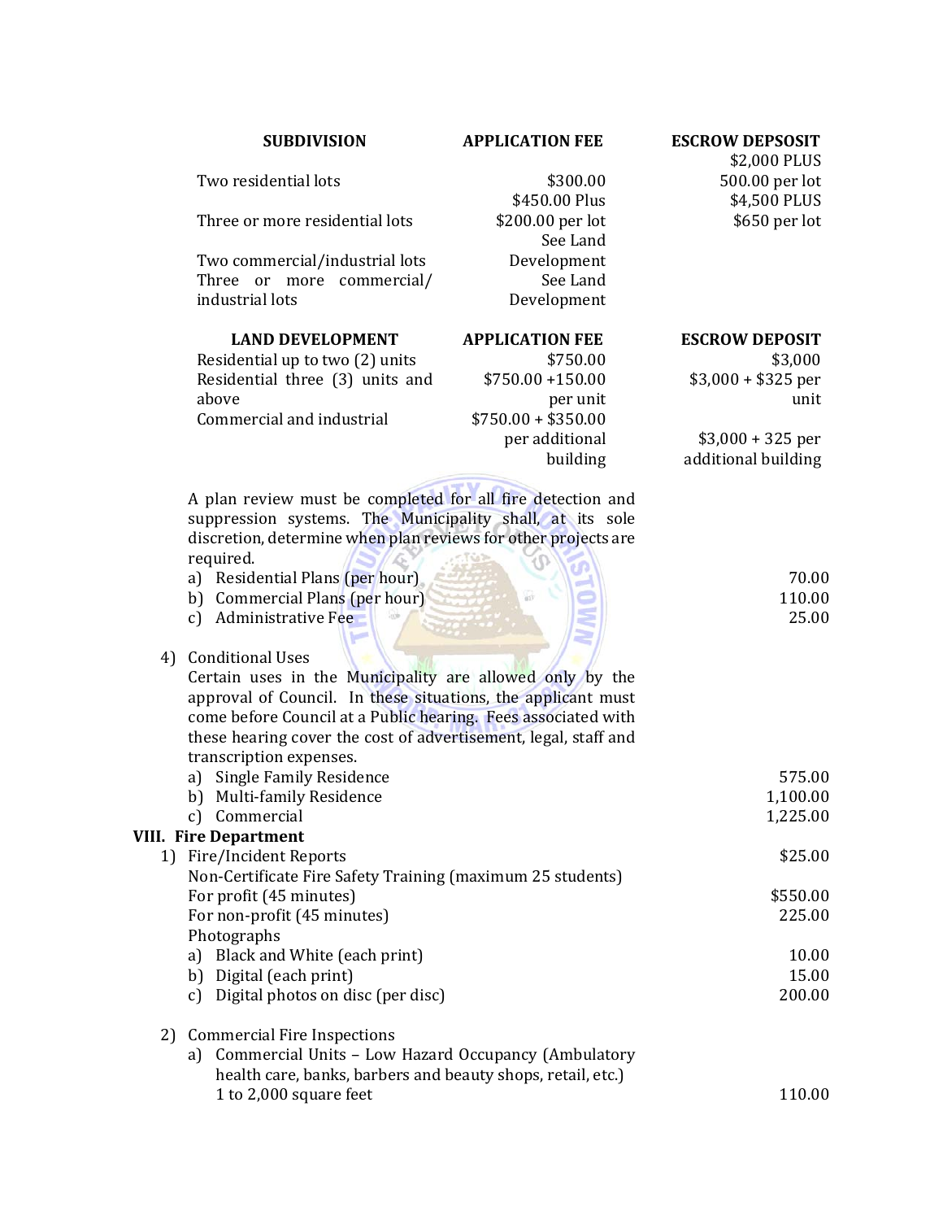| SUBDIVISION | APPLICATION FEE | ESCROW DEPSOSIT |
|---|---|---|
| Two residential lots | $300.00 | $2,000 PLUS 500.00 per lot |
| Three or more residential lots | $450.00 Plus $200.00 per lot | $4,500 PLUS $650 per lot |
| Two commercial/industrial lots | See Land Development | |
| Three or more commercial/ industrial lots | See Land Development | |

| LAND DEVELOPMENT | APPLICATION FEE | ESCROW DEPOSIT |
|---|---|---|
| Residential up to two (2) units | $750.00 | $3,000 |
| Residential three (3) units and above | $750.00 +150.00 per unit | $3,000 + $325 per unit |
| Commercial and industrial | $750.00 + $350.00 per additional building | $3,000 + 325 per additional building |

A plan review must be completed for all fire detection and suppression systems. The Municipality shall, at its sole discretion, determine when plan reviews for other projects are required.

| | |
|---|---|
| a) Residential Plans (per hour) | 70.00 |
| b) Commercial Plans (per hour) | 110.00 |
| c) Administrative Fee | 25.00 |

4) Conditional Uses

Certain uses in the Municipality are allowed only by the approval of Council. In these situations, the applicant must come before Council at a Public hearing. Fees associated with these hearing cover the cost of advertisement, legal, staff and transcription expenses.

| | |
|---|---|
| a) Single Family Residence | 575.00 |
| b) Multi-family Residence | 1,100.00 |
| c) Commercial | 1,225.00 |

## VIII. Fire Department

1) Fire/Incident Reports — $25.00

Non-Certificate Fire Safety Training (maximum 25 students)

| | |
|---|---|
| For profit (45 minutes) | $550.00 |
| For non-profit (45 minutes) | 225.00 |

Photographs

| | |
|---|---|
| a) Black and White (each print) | 10.00 |
| b) Digital (each print) | 15.00 |
| c) Digital photos on disc (per disc) | 200.00 |

2) Commercial Fire Inspections

a) Commercial Units – Low Hazard Occupancy (Ambulatory health care, banks, barbers and beauty shops, retail, etc.)

| | |
|---|---|
| 1 to 2,000 square feet | 110.00 |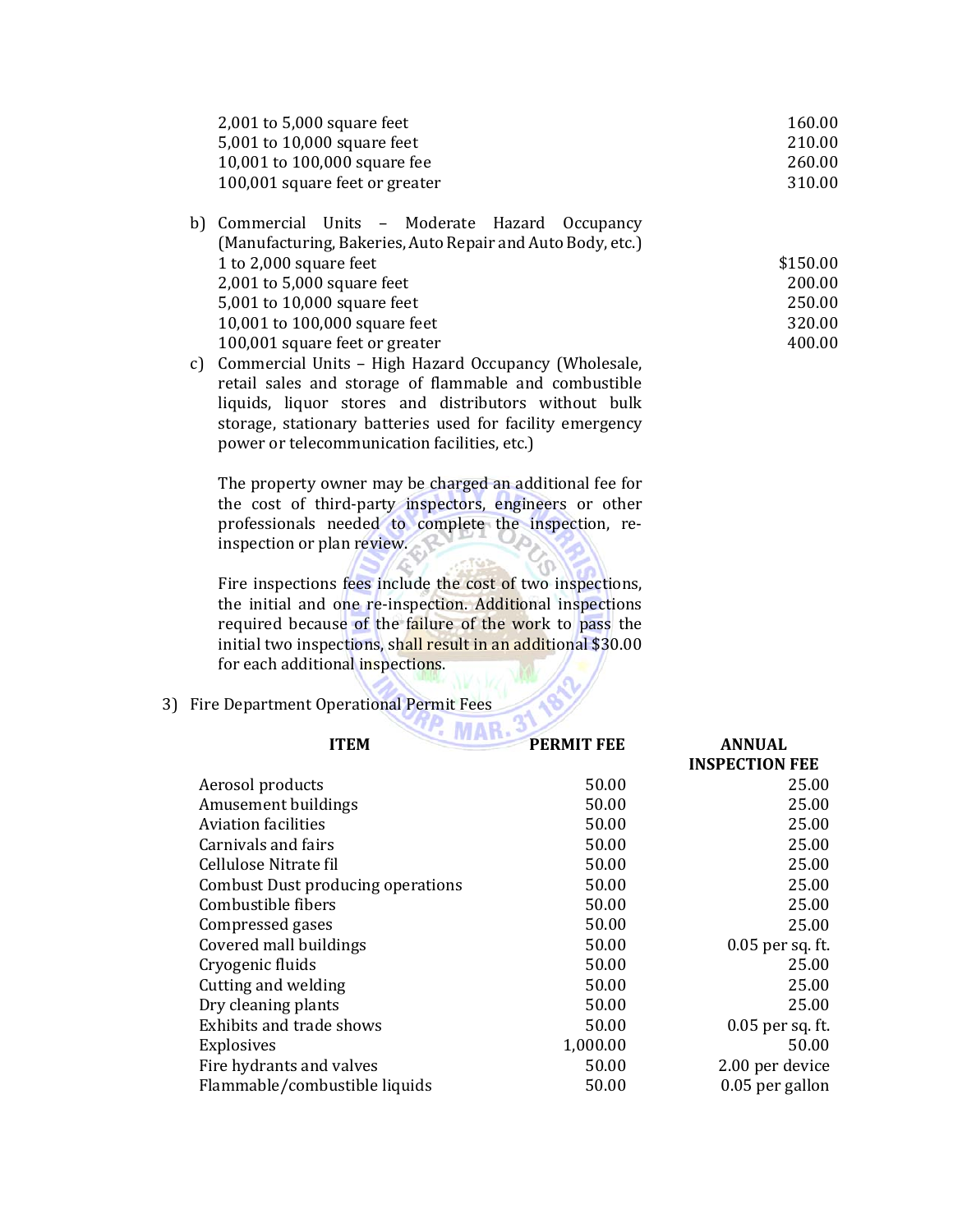| | |
|---|---:|
| 2,001 to 5,000 square feet | 160.00 |
| 5,001 to 10,000 square feet | 210.00 |
| 10,001 to 100,000 square fee | 260.00 |
| 100,001 square feet or greater | 310.00 |

b) Commercial Units – Moderate Hazard Occupancy (Manufacturing, Bakeries, Auto Repair and Auto Body, etc.)

| | |
|---|---:|
| 1 to 2,000 square feet | $150.00 |
| 2,001 to 5,000 square feet | 200.00 |
| 5,001 to 10,000 square feet | 250.00 |
| 10,001 to 100,000 square feet | 320.00 |
| 100,001 square feet or greater | 400.00 |

c) Commercial Units – High Hazard Occupancy (Wholesale, retail sales and storage of flammable and combustible liquids, liquor stores and distributors without bulk storage, stationary batteries used for facility emergency power or telecommunication facilities, etc.)

The property owner may be charged an additional fee for the cost of third-party inspectors, engineers or other professionals needed to complete the inspection, re-inspection or plan review.

Fire inspections fees include the cost of two inspections, the initial and one re-inspection. Additional inspections required because of the failure of the work to pass the initial two inspections, shall result in an additional $30.00 for each additional inspections.

3) Fire Department Operational Permit Fees

| ITEM | PERMIT FEE | ANNUAL INSPECTION FEE |
|---|---:|---:|
| Aerosol products | 50.00 | 25.00 |
| Amusement buildings | 50.00 | 25.00 |
| Aviation facilities | 50.00 | 25.00 |
| Carnivals and fairs | 50.00 | 25.00 |
| Cellulose Nitrate fil | 50.00 | 25.00 |
| Combust Dust producing operations | 50.00 | 25.00 |
| Combustible fibers | 50.00 | 25.00 |
| Compressed gases | 50.00 | 25.00 |
| Covered mall buildings | 50.00 | 0.05 per sq. ft. |
| Cryogenic fluids | 50.00 | 25.00 |
| Cutting and welding | 50.00 | 25.00 |
| Dry cleaning plants | 50.00 | 25.00 |
| Exhibits and trade shows | 50.00 | 0.05 per sq. ft. |
| Explosives | 1,000.00 | 50.00 |
| Fire hydrants and valves | 50.00 | 2.00 per device |
| Flammable/combustible liquids | 50.00 | 0.05 per gallon |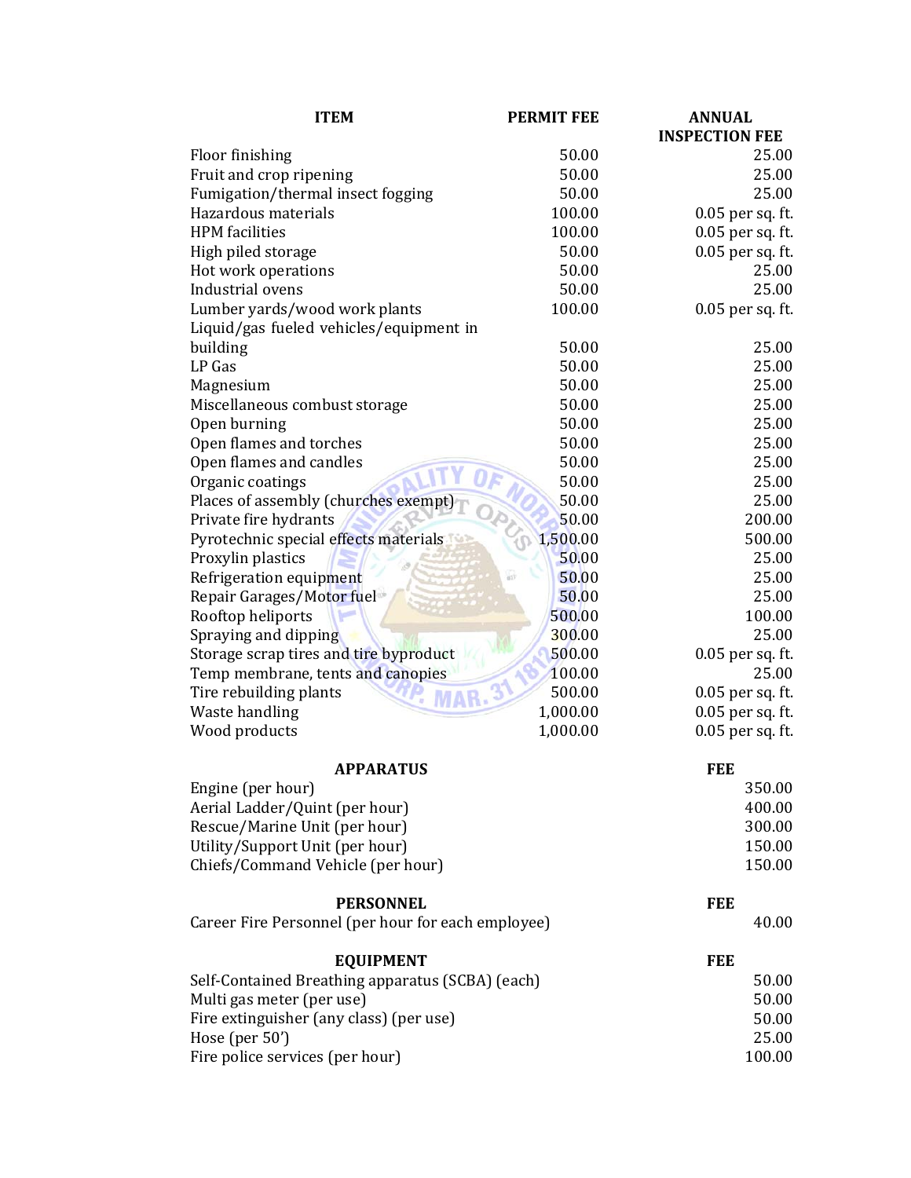| ITEM | PERMIT FEE | ANNUAL INSPECTION FEE |
|---|---|---|
| Floor finishing | 50.00 | 25.00 |
| Fruit and crop ripening | 50.00 | 25.00 |
| Fumigation/thermal insect fogging | 50.00 | 25.00 |
| Hazardous materials | 100.00 | 0.05 per sq. ft. |
| HPM facilities | 100.00 | 0.05 per sq. ft. |
| High piled storage | 50.00 | 0.05 per sq. ft. |
| Hot work operations | 50.00 | 25.00 |
| Industrial ovens | 50.00 | 25.00 |
| Lumber yards/wood work plants | 100.00 | 0.05 per sq. ft. |
| Liquid/gas fueled vehicles/equipment in building | 50.00 | 25.00 |
| LP Gas | 50.00 | 25.00 |
| Magnesium | 50.00 | 25.00 |
| Miscellaneous combust storage | 50.00 | 25.00 |
| Open burning | 50.00 | 25.00 |
| Open flames and torches | 50.00 | 25.00 |
| Open flames and candles | 50.00 | 25.00 |
| Organic coatings | 50.00 | 25.00 |
| Places of assembly (churches exempt) | 50.00 | 25.00 |
| Private fire hydrants | 50.00 | 200.00 |
| Pyrotechnic special effects materials | 1,500.00 | 500.00 |
| Proxylin plastics | 50.00 | 25.00 |
| Refrigeration equipment | 50.00 | 25.00 |
| Repair Garages/Motor fuel | 50.00 | 25.00 |
| Rooftop heliports | 500.00 | 100.00 |
| Spraying and dipping | 300.00 | 25.00 |
| Storage scrap tires and tire byproduct | 500.00 | 0.05 per sq. ft. |
| Temp membrane, tents and canopies | 100.00 | 25.00 |
| Tire rebuilding plants | 500.00 | 0.05 per sq. ft. |
| Waste handling | 1,000.00 | 0.05 per sq. ft. |
| Wood products | 1,000.00 | 0.05 per sq. ft. |

| APPARATUS | FEE |
|---|---|
| Engine (per hour) | 350.00 |
| Aerial Ladder/Quint (per hour) | 400.00 |
| Rescue/Marine Unit (per hour) | 300.00 |
| Utility/Support Unit (per hour) | 150.00 |
| Chiefs/Command Vehicle (per hour) | 150.00 |

| PERSONNEL | FEE |
|---|---|
| Career Fire Personnel (per hour for each employee) | 40.00 |

| EQUIPMENT | FEE |
|---|---|
| Self-Contained Breathing apparatus (SCBA) (each) | 50.00 |
| Multi gas meter (per use) | 50.00 |
| Fire extinguisher (any class) (per use) | 50.00 |
| Hose (per 50’) | 25.00 |
| Fire police services (per hour) | 100.00 |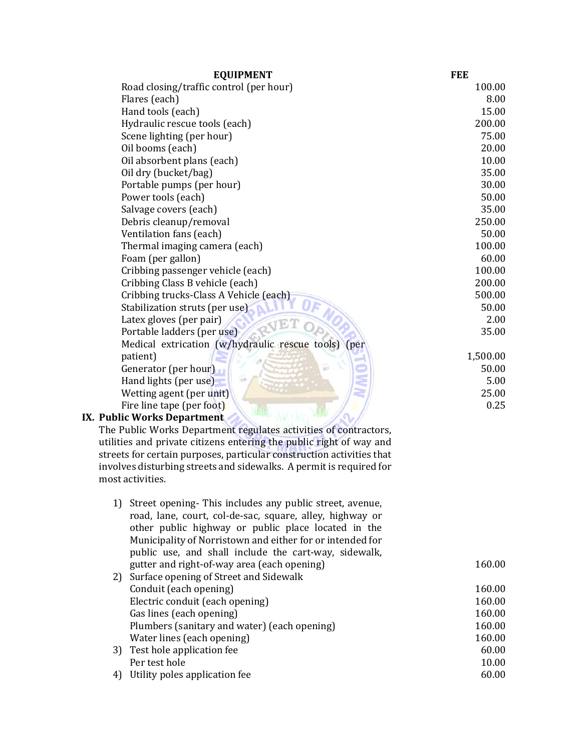| EQUIPMENT | FEE |
| --- | --- |
| Road closing/traffic control (per hour) | 100.00 |
| Flares (each) | 8.00 |
| Hand tools (each) | 15.00 |
| Hydraulic rescue tools (each) | 200.00 |
| Scene lighting (per hour) | 75.00 |
| Oil booms (each) | 20.00 |
| Oil absorbent plans (each) | 10.00 |
| Oil dry (bucket/bag) | 35.00 |
| Portable pumps (per hour) | 30.00 |
| Power tools (each) | 50.00 |
| Salvage covers (each) | 35.00 |
| Debris cleanup/removal | 250.00 |
| Ventilation fans (each) | 50.00 |
| Thermal imaging camera (each) | 100.00 |
| Foam (per gallon) | 60.00 |
| Cribbing passenger vehicle (each) | 100.00 |
| Cribbing Class B vehicle (each) | 200.00 |
| Cribbing trucks-Class A Vehicle (each) | 500.00 |
| Stabilization struts (per use) | 50.00 |
| Latex gloves (per pair) | 2.00 |
| Portable ladders (per use) | 35.00 |
| Medical extrication (w/hydraulic rescue tools) (per patient) | 1,500.00 |
| Generator (per hour) | 50.00 |
| Hand lights (per use) | 5.00 |
| Wetting agent (per unit) | 25.00 |
| Fire line tape (per foot) | 0.25 |

## IX. Public Works Department

The Public Works Department regulates activities of contractors, utilities and private citizens entering the public right of way and streets for certain purposes, particular construction activities that involves disturbing streets and sidewalks. A permit is required for most activities.

| | |
| --- | --- |
| 1) Street opening- This includes any public street, avenue, road, lane, court, col-de-sac, square, alley, highway or other public highway or public place located in the Municipality of Norristown and either for or intended for public use, and shall include the cart-way, sidewalk, gutter and right-of-way area (each opening) | 160.00 |
| 2) Surface opening of Street and Sidewalk | |
| Conduit (each opening) | 160.00 |
| Electric conduit (each opening) | 160.00 |
| Gas lines (each opening) | 160.00 |
| Plumbers (sanitary and water) (each opening) | 160.00 |
| Water lines (each opening) | 160.00 |
| 3) Test hole application fee | 60.00 |
| Per test hole | 10.00 |
| 4) Utility poles application fee | 60.00 |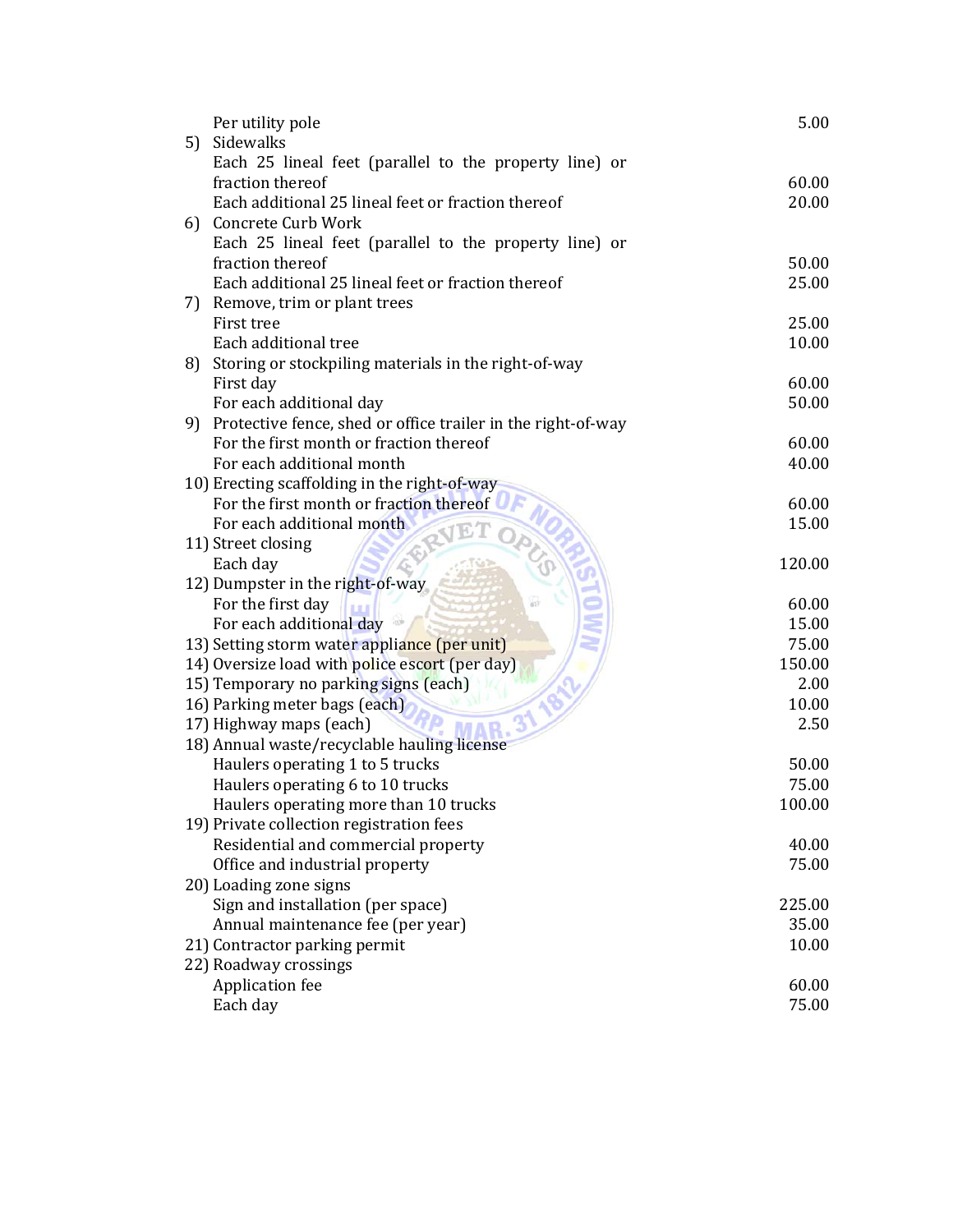| | |
|---|---|
| Per utility pole | 5.00 |
| 5) Sidewalks | |
| Each 25 lineal feet (parallel to the property line) or fraction thereof | 60.00 |
| Each additional 25 lineal feet or fraction thereof | 20.00 |
| 6) Concrete Curb Work | |
| Each 25 lineal feet (parallel to the property line) or fraction thereof | 50.00 |
| Each additional 25 lineal feet or fraction thereof | 25.00 |
| 7) Remove, trim or plant trees | |
| First tree | 25.00 |
| Each additional tree | 10.00 |
| 8) Storing or stockpiling materials in the right-of-way | |
| First day | 60.00 |
| For each additional day | 50.00 |
| 9) Protective fence, shed or office trailer in the right-of-way | |
| For the first month or fraction thereof | 60.00 |
| For each additional month | 40.00 |
| 10) Erecting scaffolding in the right-of-way | |
| For the first month or fraction thereof | 60.00 |
| For each additional month | 15.00 |
| 11) Street closing | |
| Each day | 120.00 |
| 12) Dumpster in the right-of-way | |
| For the first day | 60.00 |
| For each additional day | 15.00 |
| 13) Setting storm water appliance (per unit) | 75.00 |
| 14) Oversize load with police escort (per day) | 150.00 |
| 15) Temporary no parking signs (each) | 2.00 |
| 16) Parking meter bags (each) | 10.00 |
| 17) Highway maps (each) | 2.50 |
| 18) Annual waste/recyclable hauling license | |
| Haulers operating 1 to 5 trucks | 50.00 |
| Haulers operating 6 to 10 trucks | 75.00 |
| Haulers operating more than 10 trucks | 100.00 |
| 19) Private collection registration fees | |
| Residential and commercial property | 40.00 |
| Office and industrial property | 75.00 |
| 20) Loading zone signs | |
| Sign and installation (per space) | 225.00 |
| Annual maintenance fee (per year) | 35.00 |
| 21) Contractor parking permit | 10.00 |
| 22) Roadway crossings | |
| Application fee | 60.00 |
| Each day | 75.00 |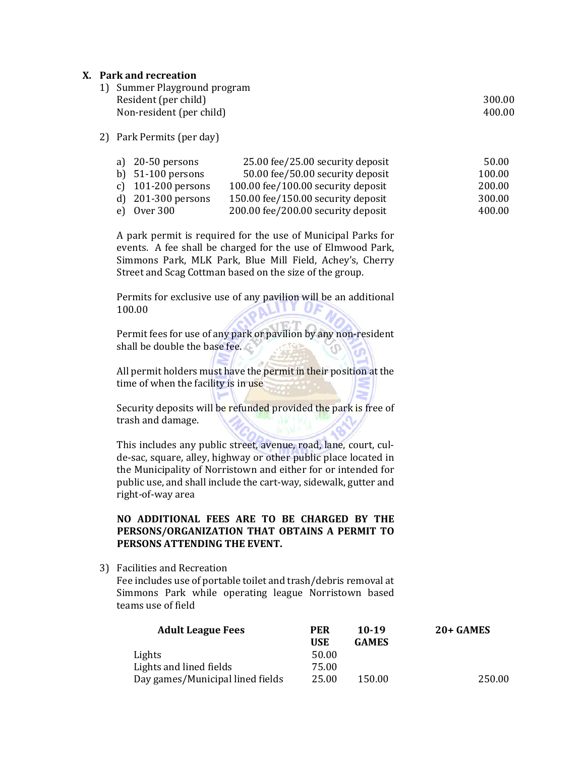## X. Park and recreation

1) Summer Playground program

| | |
|---|---|
| Resident (per child) | 300.00 |
| Non-resident (per child) | 400.00 |

2) Park Permits (per day)

| | | | |
|---|---|---|---|
| a) | 20-50 persons | 25.00 fee/25.00 security deposit | 50.00 |
| b) | 51-100 persons | 50.00 fee/50.00 security deposit | 100.00 |
| c) | 101-200 persons | 100.00 fee/100.00 security deposit | 200.00 |
| d) | 201-300 persons | 150.00 fee/150.00 security deposit | 300.00 |
| e) | Over 300 | 200.00 fee/200.00 security deposit | 400.00 |

A park permit is required for the use of Municipal Parks for events. A fee shall be charged for the use of Elmwood Park, Simmons Park, MLK Park, Blue Mill Field, Achey's, Cherry Street and Scag Cottman based on the size of the group.

Permits for exclusive use of any pavilion will be an additional 100.00

Permit fees for use of any park or pavilion by any non-resident shall be double the base fee.

All permit holders must have the permit in their position at the time of when the facility is in use

Security deposits will be refunded provided the park is free of trash and damage.

This includes any public street, avenue, road, lane, court, cul-de-sac, square, alley, highway or other public place located in the Municipality of Norristown and either for or intended for public use, and shall include the cart-way, sidewalk, gutter and right-of-way area

**NO ADDITIONAL FEES ARE TO BE CHARGED BY THE PERSONS/ORGANIZATION THAT OBTAINS A PERMIT TO PERSONS ATTENDING THE EVENT.**

3) Facilities and Recreation

Fee includes use of portable toilet and trash/debris removal at Simmons Park while operating league Norristown based teams use of field

| Adult League Fees | PER USE | 10-19 GAMES | 20+ GAMES |
|---|---|---|---|
| Lights | 50.00 | | |
| Lights and lined fields | 75.00 | | |
| Day games/Municipal lined fields | 25.00 | 150.00 | 250.00 |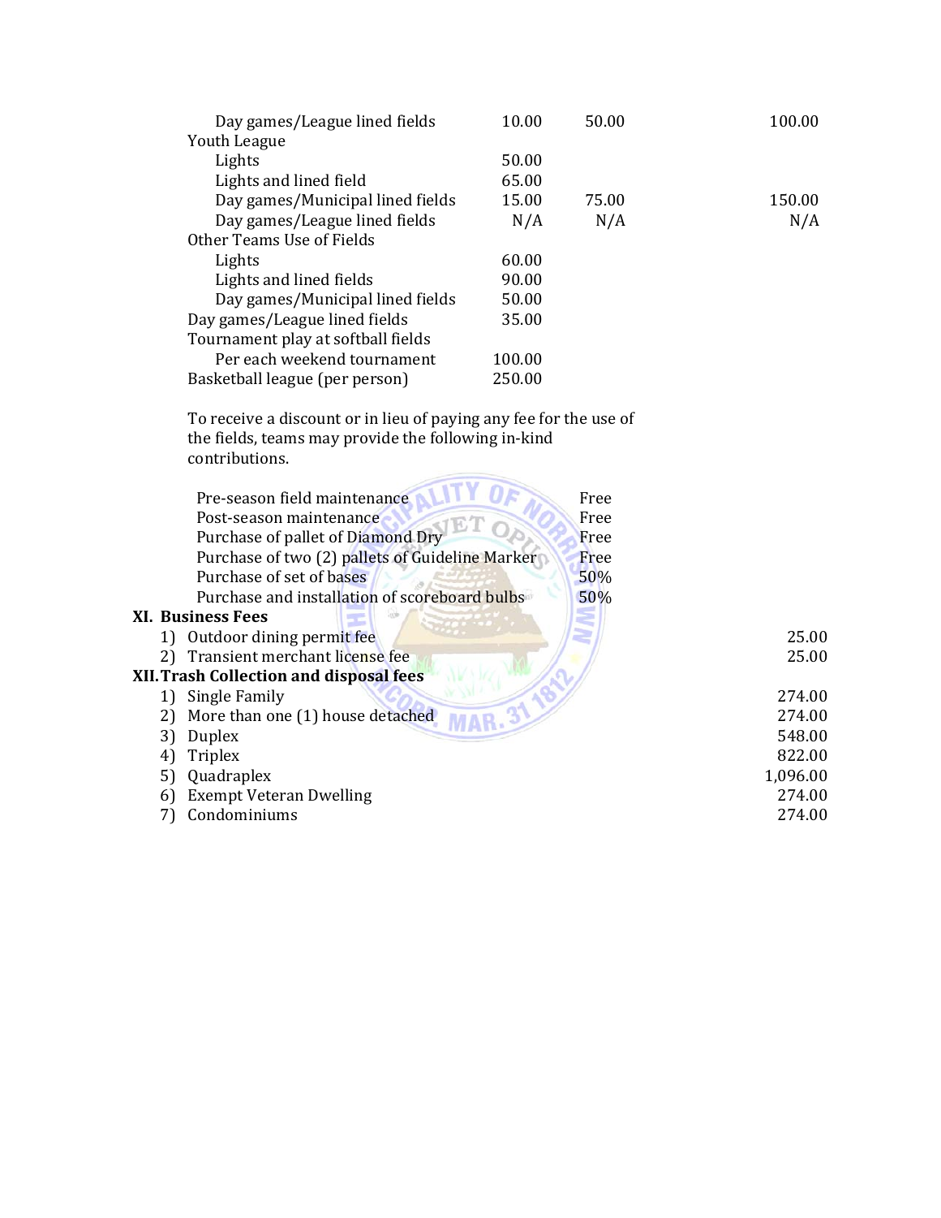| | | | |
|---|---|---|---|
| Day games/League lined fields | 10.00 | 50.00 | 100.00 |
| **Youth League** | | | |
| Lights | 50.00 | | |
| Lights and lined field | 65.00 | | |
| Day games/Municipal lined fields | 15.00 | 75.00 | 150.00 |
| Day games/League lined fields | N/A | N/A | N/A |
| **Other Teams Use of Fields** | | | |
| Lights | 60.00 | | |
| Lights and lined fields | 90.00 | | |
| Day games/Municipal lined fields | 50.00 | | |
| Day games/League lined fields | 35.00 | | |
| **Tournament play at softball fields** | | | |
| Per each weekend tournament | 100.00 | | |
| Basketball league (per person) | 250.00 | | |

To receive a discount or in lieu of paying any fee for the use of the fields, teams may provide the following in-kind contributions.

| | |
|---|---|
| Pre-season field maintenance | Free |
| Post-season maintenance | Free |
| Purchase of pallet of Diamond Dry | Free |
| Purchase of two (2) pallets of Guideline Marker | Free |
| Purchase of set of bases | 50% |
| Purchase and installation of scoreboard bulbs | 50% |

## XI. Business Fees

| | |
|---|---|
| 1) Outdoor dining permit fee | 25.00 |
| 2) Transient merchant license fee | 25.00 |

## XII. Trash Collection and disposal fees

| | |
|---|---|
| 1) Single Family | 274.00 |
| 2) More than one (1) house detached | 274.00 |
| 3) Duplex | 548.00 |
| 4) Triplex | 822.00 |
| 5) Quadraplex | 1,096.00 |
| 6) Exempt Veteran Dwelling | 274.00 |
| 7) Condominiums | 274.00 |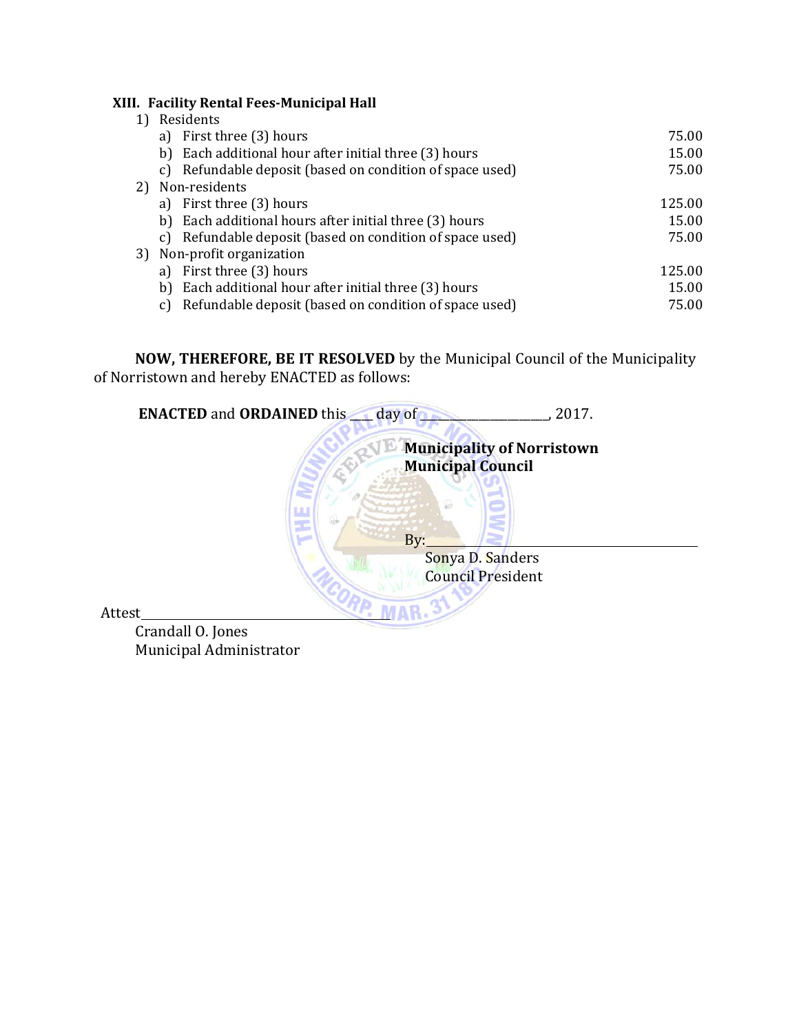**XIII. Facility Rental Fees-Municipal Hall**

| | |
|---|---|
| 1) Residents | |
| a) First three (3) hours | 75.00 |
| b) Each additional hour after initial three (3) hours | 15.00 |
| c) Refundable deposit (based on condition of space used) | 75.00 |
| 2) Non-residents | |
| a) First three (3) hours | 125.00 |
| b) Each additional hours after initial three (3) hours | 15.00 |
| c) Refundable deposit (based on condition of space used) | 75.00 |
| 3) Non-profit organization | |
| a) First three (3) hours | 125.00 |
| b) Each additional hour after initial three (3) hours | 15.00 |
| c) Refundable deposit (based on condition of space used) | 75.00 |

**NOW, THEREFORE, BE IT RESOLVED** by the Municipal Council of the Municipality of Norristown and hereby ENACTED as follows:

**ENACTED** and **ORDAINED** this ___ day of __________________, 2017.

**Municipality of Norristown**
**Municipal Council**

By:______________________________
Sonya D. Sanders
Council President

Attest______________________________
Crandall O. Jones
Municipal Administrator